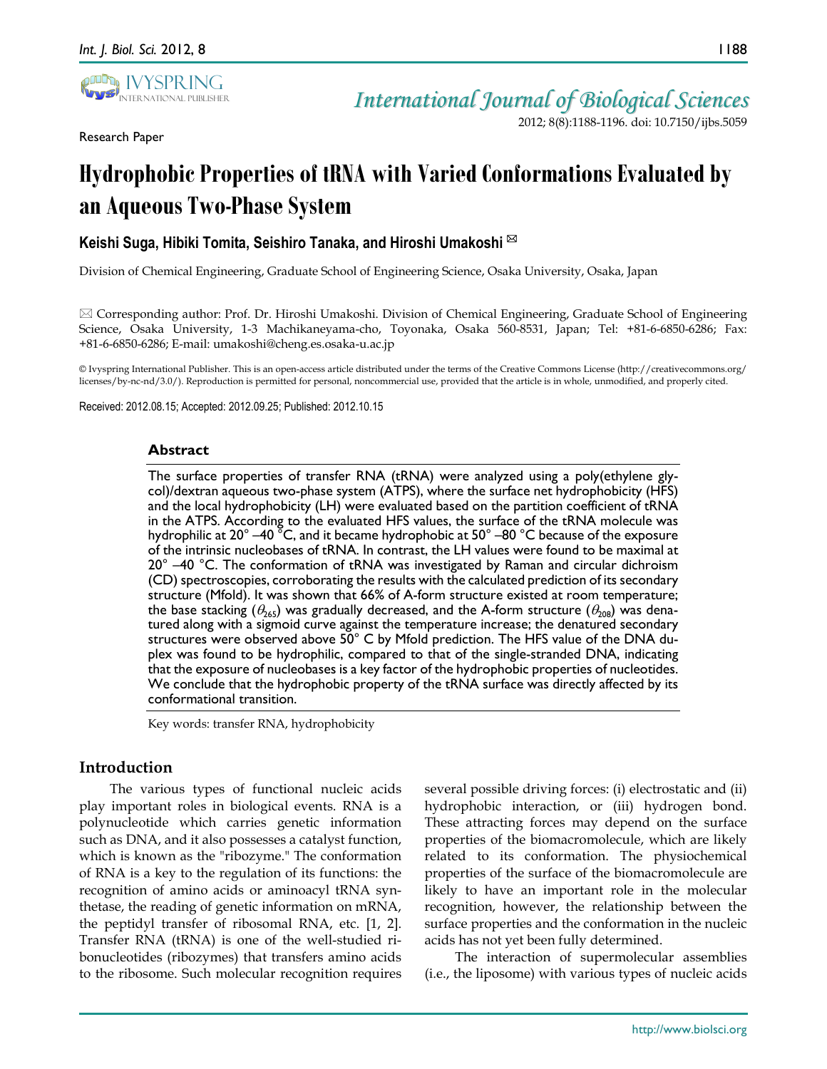Research Paper

# Hydrophobic Properties of tRNA with Varied Conformations Evaluated by an Aqueous Two-Phase System

**Keishi Suga, Hibiki Tomita, Seishiro Tanaka, and Hiroshi Umakoshi** ✉

Division of Chemical Engineering, Graduate School of Engineering Science, Osaka University, Osaka, Japan

✉ Corresponding author: Prof. Dr. Hiroshi Umakoshi. Division of Chemical Engineering, Graduate School of Engineering Science, Osaka University, 1-3 Machikaneyama-cho, Toyonaka, Osaka 560-8531, Japan; Tel: +81-6-6850-6286; Fax: +81-6-6850-6286; E-mail: umakoshi@cheng.es.osaka-u.ac.jp

© Ivyspring International Publisher. This is an open-access article distributed under the terms of the Creative Commons License (http://creativecommons.org/licenses/by-nc-nd/3.0/). Reproduction is permitted for personal, noncommercial use, provided that the article is in whole, unmodified, and properly cited.

Received: 2012.08.15; Accepted: 2012.09.25; Published: 2012.10.15

## Abstract

The surface properties of transfer RNA (tRNA) were analyzed using a poly(ethylene glycol)/dextran aqueous two-phase system (ATPS), where the surface net hydrophobicity (HFS) and the local hydrophobicity (LH) were evaluated based on the partition coefficient of tRNA in the ATPS. According to the evaluated HFS values, the surface of the tRNA molecule was hydrophilic at 20° –40 °C, and it became hydrophobic at 50° –80 °C because of the exposure of the intrinsic nucleobases of tRNA. In contrast, the LH values were found to be maximal at 20° –40 °C. The conformation of tRNA was investigated by Raman and circular dichroism (CD) spectroscopies, corroborating the results with the calculated prediction of its secondary structure (Mfold). It was shown that 66% of A-form structure existed at room temperature; the base stacking ($\theta_{265}$) was gradually decreased, and the A-form structure ($\theta_{208}$) was denatured along with a sigmoid curve against the temperature increase; the denatured secondary structures were observed above 50° C by Mfold prediction. The HFS value of the DNA duplex was found to be hydrophilic, compared to that of the single-stranded DNA, indicating that the exposure of nucleobases is a key factor of the hydrophobic properties of nucleotides. We conclude that the hydrophobic property of the tRNA surface was directly affected by its conformational transition.

Key words: transfer RNA, hydrophobicity

## Introduction

The various types of functional nucleic acids play important roles in biological events. RNA is a polynucleotide which carries genetic information such as DNA, and it also possesses a catalyst function, which is known as the "ribozyme." The conformation of RNA is a key to the regulation of its functions: the recognition of amino acids or aminoacyl tRNA synthetase, the reading of genetic information on mRNA, the peptidyl transfer of ribosomal RNA, etc. [1, 2]. Transfer RNA (tRNA) is one of the well-studied ribonucleotides (ribozymes) that transfers amino acids to the ribosome. Such molecular recognition requires several possible driving forces: (i) electrostatic and (ii) hydrophobic interaction, or (iii) hydrogen bond. These attracting forces may depend on the surface properties of the biomacromolecule, which are likely related to its conformation. The physiochemical properties of the surface of the biomacromolecule are likely to have an important role in the molecular recognition, however, the relationship between the surface properties and the conformation in the nucleic acids has not yet been fully determined.

The interaction of supermolecular assemblies (i.e., the liposome) with various types of nucleic acids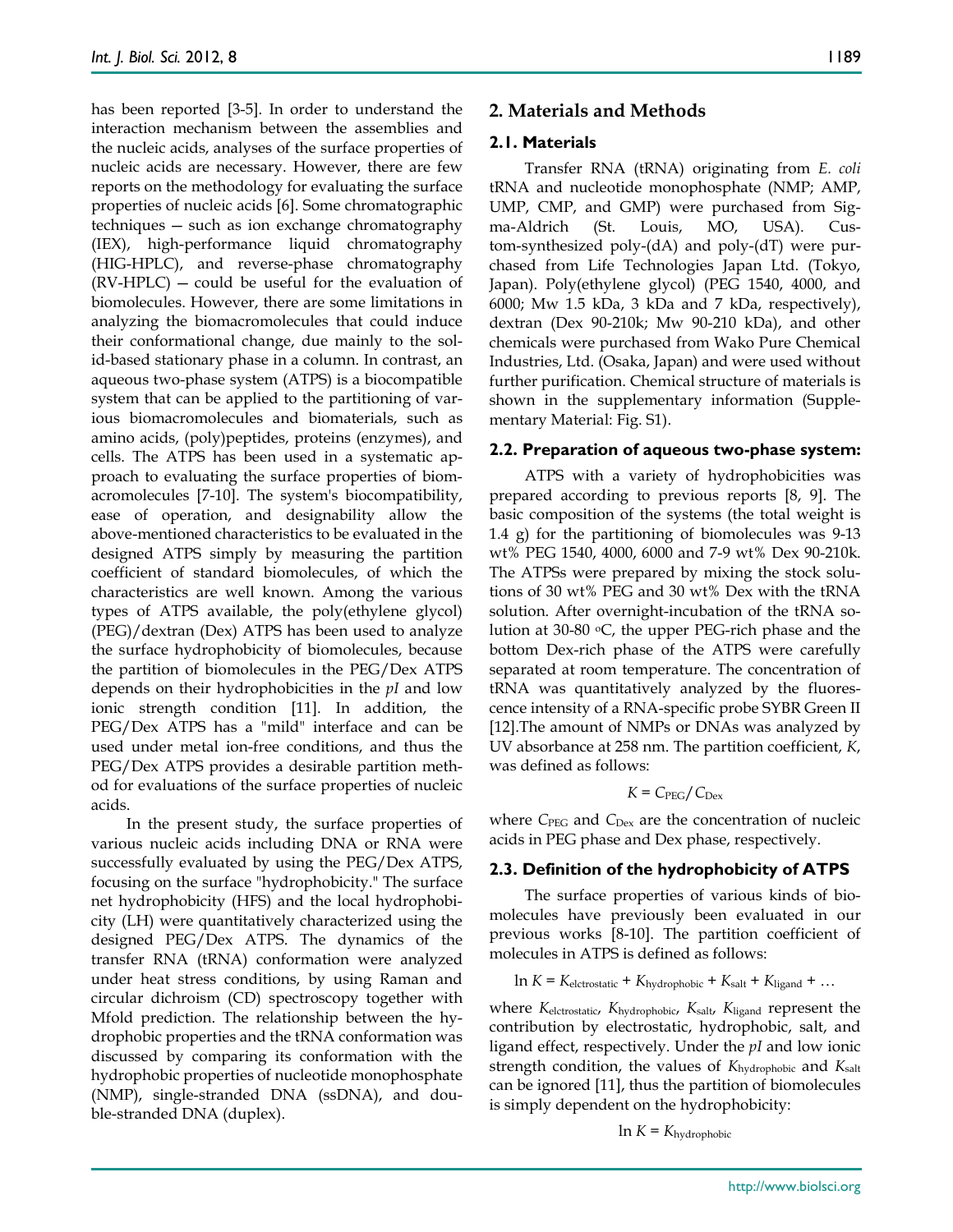has been reported [3-5]. In order to understand the interaction mechanism between the assemblies and the nucleic acids, analyses of the surface properties of nucleic acids are necessary. However, there are few reports on the methodology for evaluating the surface properties of nucleic acids [6]. Some chromatographic techniques — such as ion exchange chromatography (IEX), high-performance liquid chromatography (HIG-HPLC), and reverse-phase chromatography (RV-HPLC) — could be useful for the evaluation of biomolecules. However, there are some limitations in analyzing the biomacromolecules that could induce their conformational change, due mainly to the solid-based stationary phase in a column. In contrast, an aqueous two-phase system (ATPS) is a biocompatible system that can be applied to the partitioning of various biomacromolecules and biomaterials, such as amino acids, (poly)peptides, proteins (enzymes), and cells. The ATPS has been used in a systematic approach to evaluating the surface properties of biomacromolecules [7-10]. The system's biocompatibility, ease of operation, and designability allow the above-mentioned characteristics to be evaluated in the designed ATPS simply by measuring the partition coefficient of standard biomolecules, of which the characteristics are well known. Among the various types of ATPS available, the poly(ethylene glycol) (PEG)/dextran (Dex) ATPS has been used to analyze the surface hydrophobicity of biomolecules, because the partition of biomolecules in the PEG/Dex ATPS depends on their hydrophobicities in the *pI* and low ionic strength condition [11]. In addition, the PEG/Dex ATPS has a "mild" interface and can be used under metal ion-free conditions, and thus the PEG/Dex ATPS provides a desirable partition method for evaluations of the surface properties of nucleic acids.

In the present study, the surface properties of various nucleic acids including DNA or RNA were successfully evaluated by using the PEG/Dex ATPS, focusing on the surface "hydrophobicity." The surface net hydrophobicity (HFS) and the local hydrophobicity (LH) were quantitatively characterized using the designed PEG/Dex ATPS. The dynamics of the transfer RNA (tRNA) conformation were analyzed under heat stress conditions, by using Raman and circular dichroism (CD) spectroscopy together with Mfold prediction. The relationship between the hydrophobic properties and the tRNA conformation was discussed by comparing its conformation with the hydrophobic properties of nucleotide monophosphate (NMP), single-stranded DNA (ssDNA), and double-stranded DNA (duplex).

## 2. Materials and Methods

### 2.1. Materials

Transfer RNA (tRNA) originating from *E. coli* tRNA and nucleotide monophosphate (NMP; AMP, UMP, CMP, and GMP) were purchased from Sigma-Aldrich (St. Louis, MO, USA). Custom-synthesized poly-(dA) and poly-(dT) were purchased from Life Technologies Japan Ltd. (Tokyo, Japan). Poly(ethylene glycol) (PEG 1540, 4000, and 6000; Mw 1.5 kDa, 3 kDa and 7 kDa, respectively), dextran (Dex 90-210k; Mw 90-210 kDa), and other chemicals were purchased from Wako Pure Chemical Industries, Ltd. (Osaka, Japan) and were used without further purification. Chemical structure of materials is shown in the supplementary information (Supplementary Material: Fig. S1).

### 2.2. Preparation of aqueous two-phase system:

ATPS with a variety of hydrophobicities was prepared according to previous reports [8, 9]. The basic composition of the systems (the total weight is 1.4 g) for the partitioning of biomolecules was 9-13 wt% PEG 1540, 4000, 6000 and 7-9 wt% Dex 90-210k. The ATPSs were prepared by mixing the stock solutions of 30 wt% PEG and 30 wt% Dex with the tRNA solution. After overnight-incubation of the tRNA solution at 30-80 °C, the upper PEG-rich phase and the bottom Dex-rich phase of the ATPS were carefully separated at room temperature. The concentration of tRNA was quantitatively analyzed by the fluorescence intensity of a RNA-specific probe SYBR Green II [12].The amount of NMPs or DNAs was analyzed by UV absorbance at 258 nm. The partition coefficient, $K$, was defined as follows:

$$K = C_{PEG}/C_{Dex}$$

where $C_{PEG}$ and $C_{Dex}$ are the concentration of nucleic acids in PEG phase and Dex phase, respectively.

### 2.3. Definition of the hydrophobicity of ATPS

The surface properties of various kinds of biomolecules have previously been evaluated in our previous works [8-10]. The partition coefficient of molecules in ATPS is defined as follows:

$$\ln K = K_{elctrostatic} + K_{hydrophobic} + K_{salt} + K_{ligand} + \ldots$$

where $K_{elctrostatic}$, $K_{hydrophobic}$, $K_{salt}$, $K_{ligand}$ represent the contribution by electrostatic, hydrophobic, salt, and ligand effect, respectively. Under the *pI* and low ionic strength condition, the values of $K_{hydrophobic}$ and $K_{salt}$ can be ignored [11], thus the partition of biomolecules is simply dependent on the hydrophobicity:

$$\ln K = K_{hydrophobic}$$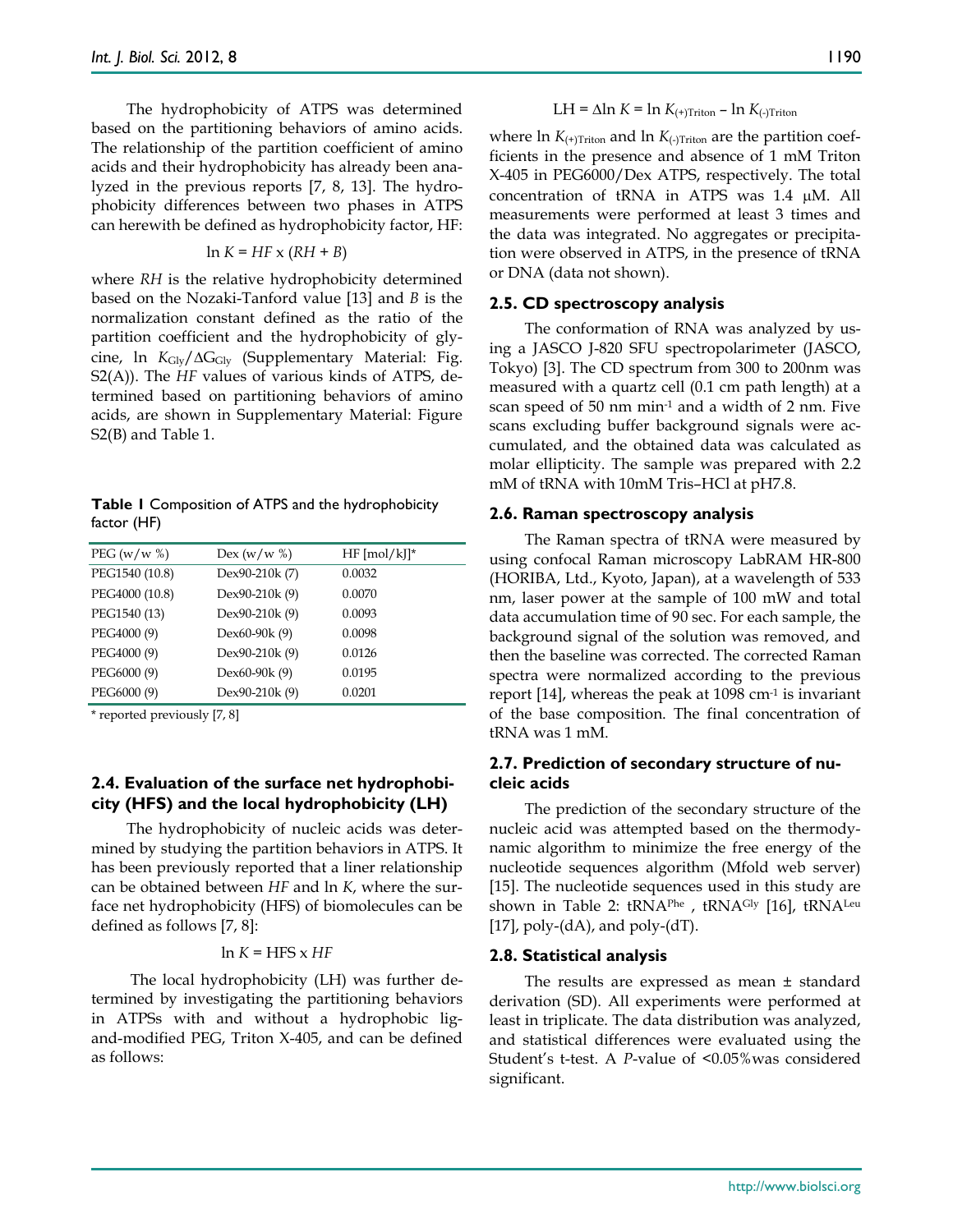The hydrophobicity of ATPS was determined based on the partitioning behaviors of amino acids. The relationship of the partition coefficient of amino acids and their hydrophobicity has already been analyzed in the previous reports [7, 8, 13]. The hydrophobicity differences between two phases in ATPS can herewith be defined as hydrophobicity factor, HF:

$$\ln K = HF \times (RH + B)$$

where *RH* is the relative hydrophobicity determined based on the Nozaki-Tanford value [13] and *B* is the normalization constant defined as the ratio of the partition coefficient and the hydrophobicity of glycine, $\ln K_{Gly}/\Delta G_{Gly}$ (Supplementary Material: Fig. S2(A)). The *HF* values of various kinds of ATPS, determined based on partitioning behaviors of amino acids, are shown in Supplementary Material: Figure S2(B) and Table 1.

**Table 1** Composition of ATPS and the hydrophobicity factor (HF)

| PEG (w/w %) | Dex (w/w %) | HF [mol/kJ]* |
|---|---|---|
| PEG1540 (10.8) | Dex90-210k (7) | 0.0032 |
| PEG4000 (10.8) | Dex90-210k (9) | 0.0070 |
| PEG1540 (13) | Dex90-210k (9) | 0.0093 |
| PEG4000 (9) | Dex60-90k (9) | 0.0098 |
| PEG4000 (9) | Dex90-210k (9) | 0.0126 |
| PEG6000 (9) | Dex60-90k (9) | 0.0195 |
| PEG6000 (9) | Dex90-210k (9) | 0.0201 |

\* reported previously [7, 8]

## 2.4. Evaluation of the surface net hydrophobicity (HFS) and the local hydrophobicity (LH)

The hydrophobicity of nucleic acids was determined by studying the partition behaviors in ATPS. It has been previously reported that a liner relationship can be obtained between *HF* and $\ln K$, where the surface net hydrophobicity (HFS) of biomolecules can be defined as follows [7, 8]:

$$\ln K = \mathrm{HFS} \times HF$$

The local hydrophobicity (LH) was further determined by investigating the partitioning behaviors in ATPSs with and without a hydrophobic ligand-modified PEG, Triton X-405, and can be defined as follows:

$$\mathrm{LH} = \Delta \ln K = \ln K_{(+)\mathrm{Triton}} - \ln K_{(-)\mathrm{Triton}}$$

where $\ln K_{(+)\mathrm{Triton}}$ and $\ln K_{(-)\mathrm{Triton}}$ are the partition coefficients in the presence and absence of 1 mM Triton X-405 in PEG6000/Dex ATPS, respectively. The total concentration of tRNA in ATPS was 1.4 μM. All measurements were performed at least 3 times and the data was integrated. No aggregates or precipitation were observed in ATPS, in the presence of tRNA or DNA (data not shown).

## 2.5. CD spectroscopy analysis

The conformation of RNA was analyzed by using a JASCO J-820 SFU spectropolarimeter (JASCO, Tokyo) [3]. The CD spectrum from 300 to 200nm was measured with a quartz cell (0.1 cm path length) at a scan speed of 50 nm $\mathrm{min}^{-1}$ and a width of 2 nm. Five scans excluding buffer background signals were accumulated, and the obtained data was calculated as molar ellipticity. The sample was prepared with 2.2 mM of tRNA with 10mM Tris–HCl at pH7.8.

## 2.6. Raman spectroscopy analysis

The Raman spectra of tRNA were measured by using confocal Raman microscopy LabRAM HR-800 (HORIBA, Ltd., Kyoto, Japan), at a wavelength of 533 nm, laser power at the sample of 100 mW and total data accumulation time of 90 sec. For each sample, the background signal of the solution was removed, and then the baseline was corrected. The corrected Raman spectra were normalized according to the previous report [14], whereas the peak at 1098 $\mathrm{cm}^{-1}$ is invariant of the base composition. The final concentration of tRNA was 1 mM.

## 2.7. Prediction of secondary structure of nucleic acids

The prediction of the secondary structure of the nucleic acid was attempted based on the thermodynamic algorithm to minimize the free energy of the nucleotide sequences algorithm (Mfold web server) [15]. The nucleotide sequences used in this study are shown in Table 2: $\mathrm{tRNA}^{Phe}$ , $\mathrm{tRNA}^{Gly}$ [16], $\mathrm{tRNA}^{Leu}$ [17], poly-(dA), and poly-(dT).

## 2.8. Statistical analysis

The results are expressed as mean ± standard derivation (SD). All experiments were performed at least in triplicate. The data distribution was analyzed, and statistical differences were evaluated using the Student's t-test. A *P*-value of <0.05%was considered significant.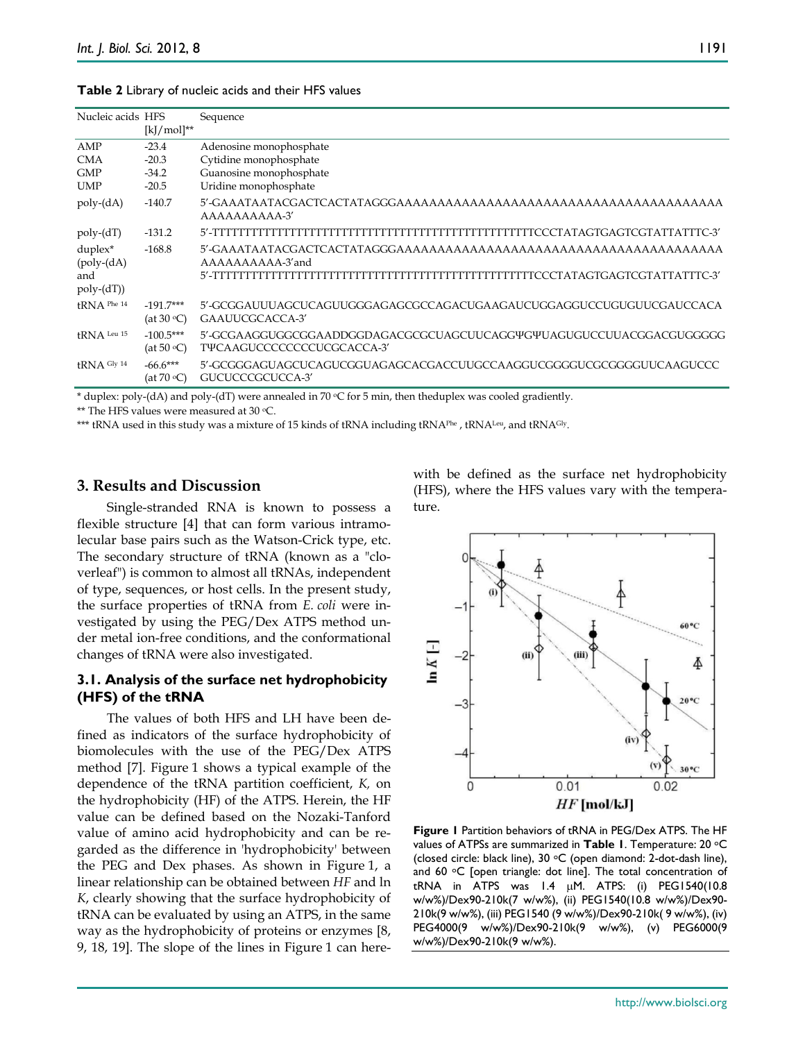**Table 2** Library of nucleic acids and their HFS values

| Nucleic acids | HFS [kJ/mol]** | Sequence |
|---|---|---|
| AMP | -23.4 | Adenosine monophosphate |
| CMA | -20.3 | Cytidine monophosphate |
| GMP | -34.2 | Guanosine monophosphate |
| UMP | -20.5 | Uridine monophosphate |
| poly-(dA) | -140.7 | 5'-GAAATAATACGACTCACTATAGGGAAAAAAAAAAAAAAAAAAAAAAAAAAAAAAAAAAAAAAAAAAAAAAAAAA-3' |
| poly-(dT) | -131.2 | 5'-TTTTTTTTTTTTTTTTTTTTTTTTTTTTTTTTTTTTTTTTTTTTTTTTTTCCCTATAGTGAGTCGTATTATTTC-3' |
| duplex* (poly-(dA) and poly-(dT)) | -168.8 | 5'-GAAATAATACGACTCACTATAGGGAAAAAAAAAAAAAAAAAAAAAAAAAAAAAAAAAAAAAAAAAAAAAAAAAA-3'and 5'-TTTTTTTTTTTTTTTTTTTTTTTTTTTTTTTTTTTTTTTTTTTTTTTTTTCCCTATAGTGAGTCGTATTATTTC-3' |
| tRNA Phe 14 | -191.7*** (at 30 °C) | 5'-GCGGAUUUAGCUCAGUUGGGAGAGCGCCAGACUGAAGAUCUGGAGGUCCUGUGUUCGAUCCACAGAAUUCGCACCA-3' |
| tRNA Leu 15 | -100.5*** (at 50 °C) | 5'-GCGAAGGUGGCGGAADDGGDAGACGCGCUAGCUUCAGGΨGΨUAGUGUCCUUACGGACGUGGGGGTΨCAAGUCCCCCCCCUCGCACCA-3' |
| tRNA Gly 14 | -66.6*** (at 70 °C) | 5'-GCGGGAGUAGCUCAGUCGGUAGAGCACGACCUUGCCAAGGUCGGGGUCGCGGGGUUCAAGUCCCGUCUCCCGCUCCA-3' |

\* duplex: poly-(dA) and poly-(dT) were annealed in 70 °C for 5 min, then theduplex was cooled gradiently.

** The HFS values were measured at 30 °C.

*** tRNA used in this study was a mixture of 15 kinds of tRNA including tRNA$^{Phe}$ , tRNA$^{Leu}$, and tRNA$^{Gly}$.

## 3. Results and Discussion

Single-stranded RNA is known to possess a flexible structure [4] that can form various intramolecular base pairs such as the Watson-Crick type, etc. The secondary structure of tRNA (known as a "cloverleaf") is common to almost all tRNAs, independent of type, sequences, or host cells. In the present study, the surface properties of tRNA from *E. coli* were investigated by using the PEG/Dex ATPS method under metal ion-free conditions, and the conformational changes of tRNA were also investigated.

### 3.1. Analysis of the surface net hydrophobicity (HFS) of the tRNA

The values of both HFS and LH have been defined as indicators of the surface hydrophobicity of biomolecules with the use of the PEG/Dex ATPS method [7]. Figure 1 shows a typical example of the dependence of the tRNA partition coefficient, *K,* on the hydrophobicity (HF) of the ATPS. Herein, the HF value can be defined based on the Nozaki-Tanford value of amino acid hydrophobicity and can be regarded as the difference in 'hydrophobicity' between the PEG and Dex phases. As shown in Figure 1, a linear relationship can be obtained between *HF* and ln *K*, clearly showing that the surface hydrophobicity of tRNA can be evaluated by using an ATPS, in the same way as the hydrophobicity of proteins or enzymes [8, 9, 18, 19]. The slope of the lines in Figure 1 can herewith be defined as the surface net hydrophobicity (HFS), where the HFS values vary with the temperature.

**Figure 1** Partition behaviors of tRNA in PEG/Dex ATPS. The HF values of ATPSs are summarized in **Table 1**. Temperature: 20 °C (closed circle: black line), 30 °C (open diamond: 2-dot-dash line), and 60 °C [open triangle: dot line]. The total concentration of tRNA in ATPS was 1.4 μM. ATPS: (i) PEG1540(10.8 w/w%)/Dex90-210k(7 w/w%), (ii) PEG1540(10.8 w/w%)/Dex90-210k(9 w/w%), (iii) PEG1540 (9 w/w%)/Dex90-210k( 9 w/w%), (iv) PEG4000(9 w/w%)/Dex90-210k(9 w/w%), (v) PEG6000(9 w/w%)/Dex90-210k(9 w/w%).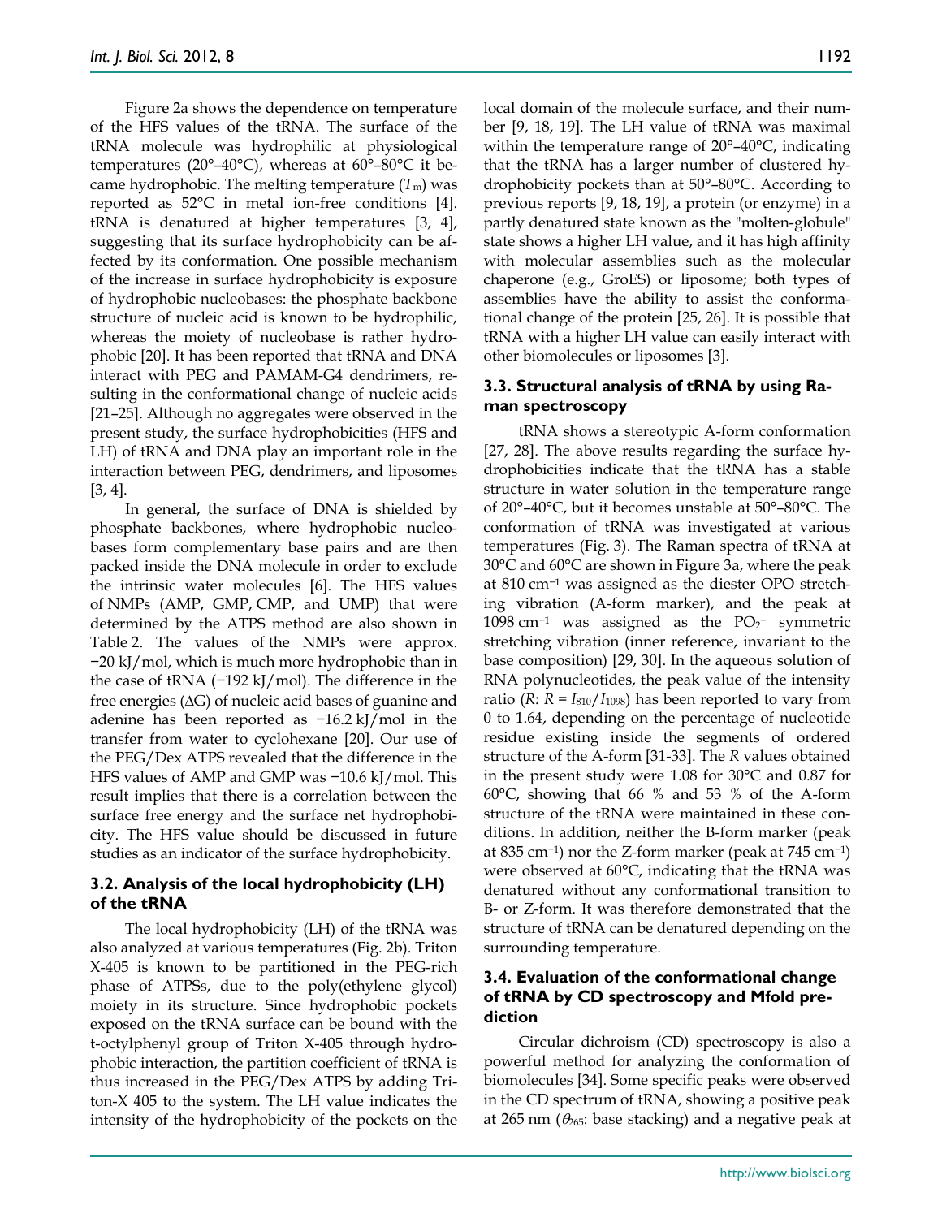Figure 2a shows the dependence on temperature of the HFS values of the tRNA. The surface of the tRNA molecule was hydrophilic at physiological temperatures (20°–40°C), whereas at 60°–80°C it became hydrophobic. The melting temperature ($T_m$) was reported as 52°C in metal ion-free conditions [4]. tRNA is denatured at higher temperatures [3, 4], suggesting that its surface hydrophobicity can be affected by its conformation. One possible mechanism of the increase in surface hydrophobicity is exposure of hydrophobic nucleobases: the phosphate backbone structure of nucleic acid is known to be hydrophilic, whereas the moiety of nucleobase is rather hydrophobic [20]. It has been reported that tRNA and DNA interact with PEG and PAMAM-G4 dendrimers, resulting in the conformational change of nucleic acids [21–25]. Although no aggregates were observed in the present study, the surface hydrophobicities (HFS and LH) of tRNA and DNA play an important role in the interaction between PEG, dendrimers, and liposomes [3, 4].

In general, the surface of DNA is shielded by phosphate backbones, where hydrophobic nucleobases form complementary base pairs and are then packed inside the DNA molecule in order to exclude the intrinsic water molecules [6]. The HFS values of NMPs (AMP, GMP, CMP, and UMP) that were determined by the ATPS method are also shown in Table 2. The values of the NMPs were approx. −20 kJ/mol, which is much more hydrophobic than in the case of tRNA (−192 kJ/mol). The difference in the free energies ($\Delta G$) of nucleic acid bases of guanine and adenine has been reported as −16.2 kJ/mol in the transfer from water to cyclohexane [20]. Our use of the PEG/Dex ATPS revealed that the difference in the HFS values of AMP and GMP was −10.6 kJ/mol. This result implies that there is a correlation between the surface free energy and the surface net hydrophobicity. The HFS value should be discussed in future studies as an indicator of the surface hydrophobicity.

### 3.2. Analysis of the local hydrophobicity (LH) of the tRNA

The local hydrophobicity (LH) of the tRNA was also analyzed at various temperatures (Fig. 2b). Triton X-405 is known to be partitioned in the PEG-rich phase of ATPSs, due to the poly(ethylene glycol) moiety in its structure. Since hydrophobic pockets exposed on the tRNA surface can be bound with the t-octylphenyl group of Triton X-405 through hydrophobic interaction, the partition coefficient of tRNA is thus increased in the PEG/Dex ATPS by adding Triton-X 405 to the system. The LH value indicates the intensity of the hydrophobicity of the pockets on the local domain of the molecule surface, and their number [9, 18, 19]. The LH value of tRNA was maximal within the temperature range of 20°–40°C, indicating that the tRNA has a larger number of clustered hydrophobicity pockets than at 50°–80°C. According to previous reports [9, 18, 19], a protein (or enzyme) in a partly denatured state known as the "molten-globule" state shows a higher LH value, and it has high affinity with molecular assemblies such as the molecular chaperone (e.g., GroES) or liposome; both types of assemblies have the ability to assist the conformational change of the protein [25, 26]. It is possible that tRNA with a higher LH value can easily interact with other biomolecules or liposomes [3].

### 3.3. Structural analysis of tRNA by using Raman spectroscopy

tRNA shows a stereotypic A-form conformation [27, 28]. The above results regarding the surface hydrophobicities indicate that the tRNA has a stable structure in water solution in the temperature range of 20°–40°C, but it becomes unstable at 50°–80°C. The conformation of tRNA was investigated at various temperatures (Fig. 3). The Raman spectra of tRNA at 30°C and 60°C are shown in Figure 3a, where the peak at 810 cm$^{-1}$ was assigned as the diester OPO stretching vibration (A-form marker), and the peak at 1098 cm$^{-1}$ was assigned as the $PO_2^-$ symmetric stretching vibration (inner reference, invariant to the base composition) [29, 30]. In the aqueous solution of RNA polynucleotides, the peak value of the intensity ratio ($R$: $R = I_{810}/I_{1098}$) has been reported to vary from 0 to 1.64, depending on the percentage of nucleotide residue existing inside the segments of ordered structure of the A-form [31-33]. The $R$ values obtained in the present study were 1.08 for 30°C and 0.87 for 60°C, showing that 66 % and 53 % of the A-form structure of the tRNA were maintained in these conditions. In addition, neither the B-form marker (peak at 835 cm$^{-1}$) nor the Z-form marker (peak at 745 cm$^{-1}$) were observed at 60°C, indicating that the tRNA was denatured without any conformational transition to B- or Z-form. It was therefore demonstrated that the structure of tRNA can be denatured depending on the surrounding temperature.

### 3.4. Evaluation of the conformational change of tRNA by CD spectroscopy and Mfold prediction

Circular dichroism (CD) spectroscopy is also a powerful method for analyzing the conformation of biomolecules [34]. Some specific peaks were observed in the CD spectrum of tRNA, showing a positive peak at 265 nm ($\theta_{265}$: base stacking) and a negative peak at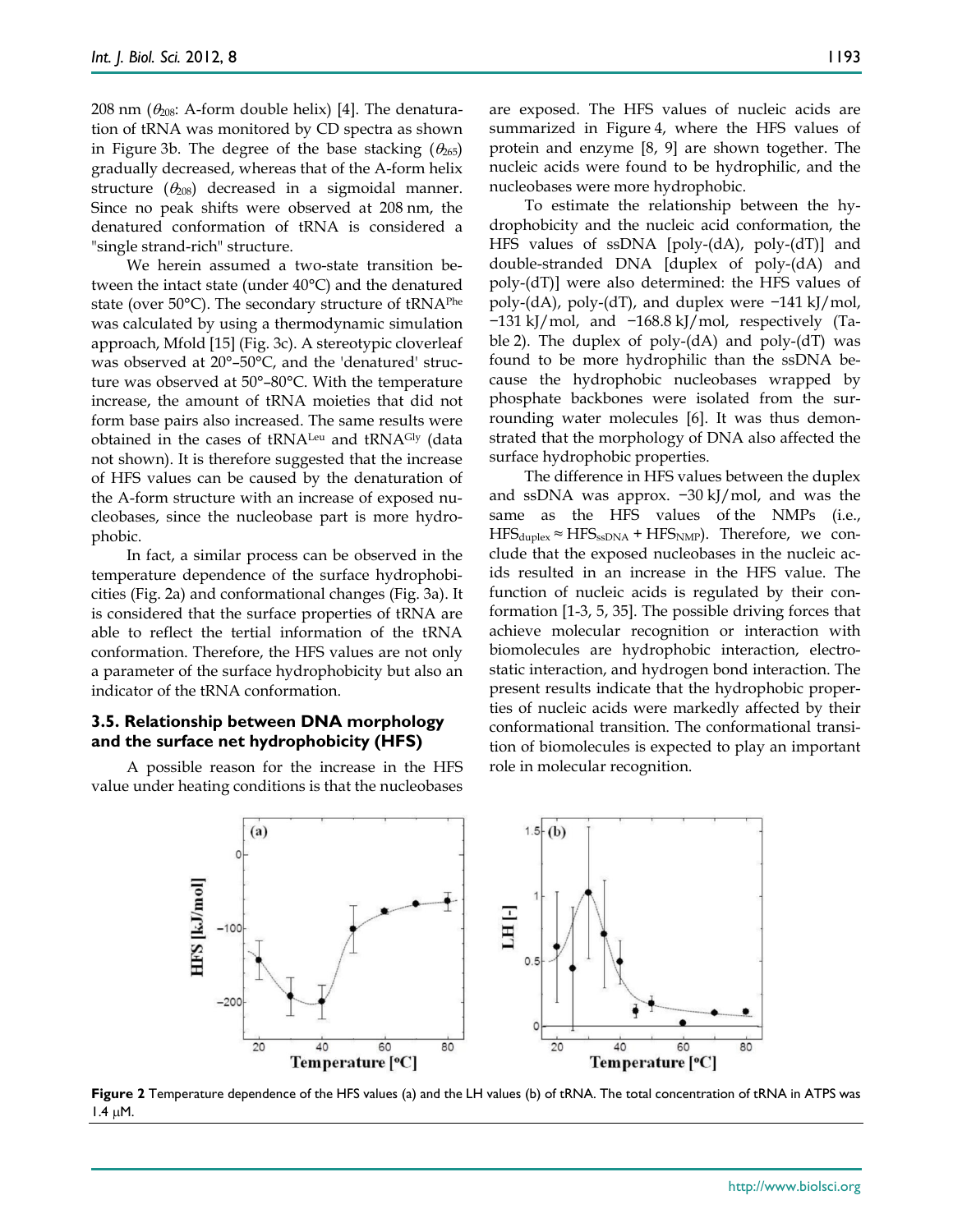208 nm ($\theta_{208}$: A-form double helix) [4]. The denaturation of tRNA was monitored by CD spectra as shown in Figure 3b. The degree of the base stacking ($\theta_{265}$) gradually decreased, whereas that of the A-form helix structure ($\theta_{208}$) decreased in a sigmoidal manner. Since no peak shifts were observed at 208 nm, the denatured conformation of tRNA is considered a "single strand-rich" structure.

We herein assumed a two-state transition between the intact state (under 40°C) and the denatured state (over 50°C). The secondary structure of $tRNA^{Phe}$ was calculated by using a thermodynamic simulation approach, Mfold [15] (Fig. 3c). A stereotypic cloverleaf was observed at 20°–50°C, and the 'denatured' structure was observed at 50°–80°C. With the temperature increase, the amount of tRNA moieties that did not form base pairs also increased. The same results were obtained in the cases of $tRNA^{Leu}$ and $tRNA^{Gly}$ (data not shown). It is therefore suggested that the increase of HFS values can be caused by the denaturation of the A-form structure with an increase of exposed nucleobases, since the nucleobase part is more hydrophobic.

In fact, a similar process can be observed in the temperature dependence of the surface hydrophobicities (Fig. 2a) and conformational changes (Fig. 3a). It is considered that the surface properties of tRNA are able to reflect the tertial information of the tRNA conformation. Therefore, the HFS values are not only a parameter of the surface hydrophobicity but also an indicator of the tRNA conformation.

### 3.5. Relationship between DNA morphology and the surface net hydrophobicity (HFS)

A possible reason for the increase in the HFS value under heating conditions is that the nucleobases are exposed. The HFS values of nucleic acids are summarized in Figure 4, where the HFS values of protein and enzyme [8, 9] are shown together. The nucleic acids were found to be hydrophilic, and the nucleobases were more hydrophobic.

To estimate the relationship between the hydrophobicity and the nucleic acid conformation, the HFS values of ssDNA [poly-(dA), poly-(dT)] and double-stranded DNA [duplex of poly-(dA) and poly-(dT)] were also determined: the HFS values of poly-(dA), poly-(dT), and duplex were −141 kJ/mol, −131 kJ/mol, and −168.8 kJ/mol, respectively (Table 2). The duplex of poly-(dA) and poly-(dT) was found to be more hydrophilic than the ssDNA because the hydrophobic nucleobases wrapped by phosphate backbones were isolated from the surrounding water molecules [6]. It was thus demonstrated that the morphology of DNA also affected the surface hydrophobic properties.

The difference in HFS values between the duplex and ssDNA was approx. −30 kJ/mol, and was the same as the HFS values of the NMPs (i.e., $HFS_{duplex} \approx HFS_{ssDNA} + HFS_{NMP}$). Therefore, we conclude that the exposed nucleobases in the nucleic acids resulted in an increase in the HFS value. The function of nucleic acids is regulated by their conformation [1-3, 5, 35]. The possible driving forces that achieve molecular recognition or interaction with biomolecules are hydrophobic interaction, electrostatic interaction, and hydrogen bond interaction. The present results indicate that the hydrophobic properties of nucleic acids were markedly affected by their conformational transition. The conformational transition of biomolecules is expected to play an important role in molecular recognition.

**Figure 2** Temperature dependence of the HFS values (a) and the LH values (b) of tRNA. The total concentration of tRNA in ATPS was 1.4 μM.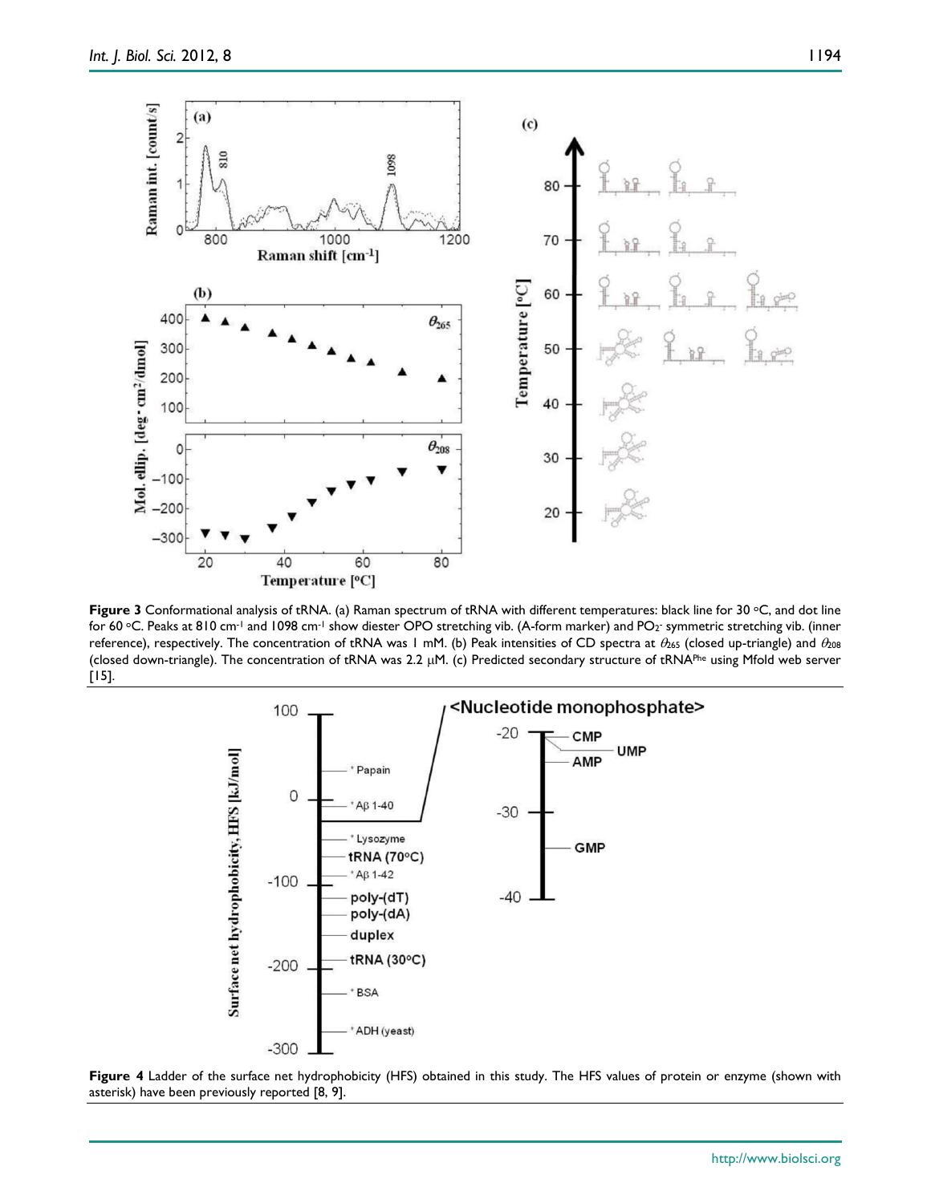**Figure 3** Conformational analysis of tRNA. (a) Raman spectrum of tRNA with different temperatures: black line for 30 °C, and dot line for 60 °C. Peaks at 810 cm$^{-1}$ and 1098 cm$^{-1}$ show diester OPO stretching vib. (A-form marker) and $PO_2^-$ symmetric stretching vib. (inner reference), respectively. The concentration of tRNA was 1 mM. (b) Peak intensities of CD spectra at $\theta_{265}$ (closed up-triangle) and $\theta_{208}$ (closed down-triangle). The concentration of tRNA was 2.2 μM. (c) Predicted secondary structure of tRNA$^{Phe}$ using Mfold web server [15].

**Figure 4** Ladder of the surface net hydrophobicity (HFS) obtained in this study. The HFS values of protein or enzyme (shown with asterisk) have been previously reported [8, 9].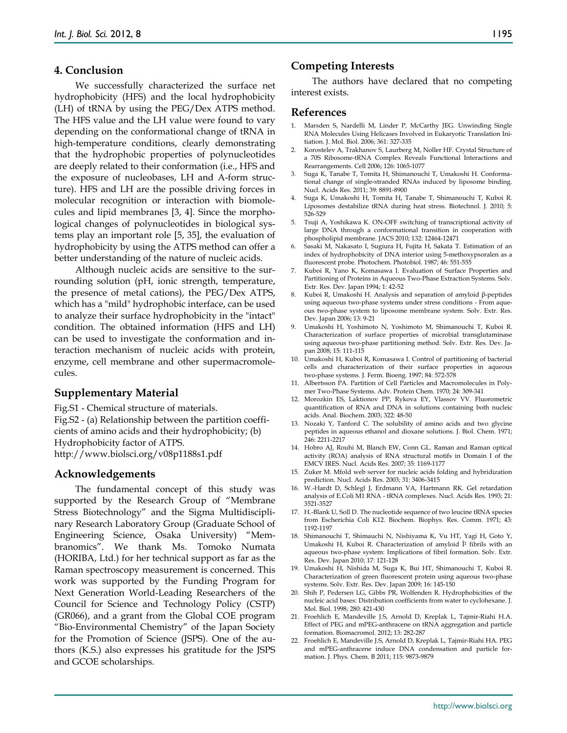## 4. Conclusion

We successfully characterized the surface net hydrophobicity (HFS) and the local hydrophobicity (LH) of tRNA by using the PEG/Dex ATPS method. The HFS value and the LH value were found to vary depending on the conformational change of tRNA in high-temperature conditions, clearly demonstrating that the hydrophobic properties of polynucleotides are deeply related to their conformation (i.e., HFS and the exposure of nucleobases, LH and A-form structure). HFS and LH are the possible driving forces in molecular recognition or interaction with biomolecules and lipid membranes [3, 4]. Since the morphological changes of polynucleotides in biological systems play an important role [5, 35], the evaluation of hydrophobicity by using the ATPS method can offer a better understanding of the nature of nucleic acids.

Although nucleic acids are sensitive to the surrounding solution (pH, ionic strength, temperature, the presence of metal cations), the PEG/Dex ATPS, which has a "mild" hydrophobic interface, can be used to analyze their surface hydrophobicity in the "intact" condition. The obtained information (HFS and LH) can be used to investigate the conformation and interaction mechanism of nucleic acids with protein, enzyme, cell membrane and other supermacromolecules.

## Supplementary Material

Fig.S1 - Chemical structure of materials.
Fig.S2 - (a) Relationship between the partition coefficients of amino acids and their hydrophobicity; (b) Hydrophobicity factor of ATPS.
http://www.biolsci.org/v08p1188s1.pdf

## Acknowledgements

The fundamental concept of this study was supported by the Research Group of "Membrane Stress Biotechnology" and the Sigma Multidisciplinary Research Laboratory Group (Graduate School of Engineering Science, Osaka University) "Membranomics". We thank Ms. Tomoko Numata (HORIBA, Ltd.) for her technical support as far as the Raman spectroscopy measurement is concerned. This work was supported by the Funding Program for Next Generation World-Leading Researchers of the Council for Science and Technology Policy (CSTP) (GR066), and a grant from the Global COE program "Bio-Environmental Chemistry" of the Japan Society for the Promotion of Science (JSPS). One of the authors (K.S.) also expresses his gratitude for the JSPS and GCOE scholarships.

## Competing Interests

The authors have declared that no competing interest exists.

## References

1. Marsden S, Nardelli M, Linder P, McCarthy JEG. Unwinding Single RNA Molecules Using Helicases Involved in Eukaryotic Translation Initiation. J. Mol. Biol. 2006; 361: 327-335
2. Korostelev A, Trakhanov S, Laurberg M, Noller HF. Crystal Structure of a 70S Ribosome-tRNA Complex Reveals Functional Interactions and Rearrangements. Cell 2006; 126: 1065-1077
3. Suga K, Tanabe T, Tomita H, Shimanouchi T, Umakoshi H. Conformational change of single-stranded RNAs induced by liposome binding. Nucl. Acids Res. 2011; 39: 8891-8900
4. Suga K, Umakoshi H, Tomita H, Tanabe T, Shimanouchi T, Kuboi R. Liposomes destabilize tRNA during heat stress. Biotechnol. J. 2010; 5: 526-529
5. Tsuji A, Yoshikawa K. ON-OFF switching of transcriptional activity of large DNA through a conformational transition in cooperation with phospholipid membrane. JACS 2010; 132: 12464-12471
6. Sasaki M, Nakasato I, Sugiura H, Fujita H, Sakata T. Estimation of an index of hydrophobicity of DNA interior using 5-methoxypsoralen as a fluorescent probe. Photochem. Photobiol. 1987; 46: 551-555
7. Kuboi R, Yano K, Komasawa I. Evaluation of Surface Properties and Partitioning of Proteins in Aqueous Two-Phase Extraction Systems. Solv. Extr. Res. Dev. Japan 1994; 1: 42-52
8. Kuboi R, Umakoshi H. Analysis and separation of amyloid β-peptides using aqueous two-phase systems under stress conditions - From aqueous two-phase system to liposome membrane system. Solv. Extr. Res. Dev. Japan 2006; 13: 9-21
9. Umakoshi H, Yoshimoto N, Yoshimoto M, Shimanouchi T, Kuboi R. Characterization of surface properties of microbial transglutaminase using aqueous two-phase partitioning method. Solv. Extr. Res. Dev. Japan 2008; 15: 111-115
10. Umakoshi H, Kuboi R, Komasawa I. Control of partitioning of bacterial cells and characterization of their surface properties in aqueous two-phase systems. J. Ferm. Bioeng. 1997; 84: 572-578
11. Albertsson PA. Partition of Cell Particles and Macromolecules in Polymer Two-Phase Systems. Adv. Protein Chem. 1970; 24: 309-341
12. Morozkin ES, Laktionov PP, Rykova EY, Vlassov VV. Fluorometric quantification of RNA and DNA in solutions containing both nucleic acids. Anal. Biochem. 2003; 322: 48-50
13. Nozaki Y, Tanford C. The solubility of amino acids and two glycine peptides in aqueous ethanol and dioxane solutions. J. Biol. Chem. 1971; 246: 2211-2217
14. Hobro AJ, Rouhi M, Blanch EW, Conn GL. Raman and Raman optical activity (ROA) analysis of RNA structural motifs in Domain I of the EMCV IRES. Nucl. Acids Res. 2007; 35: 1169-1177
15. Zuker M. Mfold web server for nucleic acids folding and hybridization prediction. Nucl. Acids Res. 2003; 31: 3406-3415
16. W.-Hardt D, Schlegl J, Erdmann VA, Hartmann RK. Gel retardation analysis of E.Coli M1 RNA - tRNA complexes. Nucl. Acids Res. 1993; 21: 3521-3527
17. H.-Blank U, Soll D. The nucleotide sequence of two leucine tRNA species from Escherichia Coli K12. Biochem. Biophys. Res. Comm. 1971; 43: 1192-1197
18. Shimanouchi T, Shimauchi N, Nishiyama K, Vu HT, Yagi H, Goto Y, Umakoshi H, Kuboi R. Characterization of amyloid Î² fibrils with an aqueous two-phase system: Implications of fibril formation. Solv. Extr. Res. Dev. Japan 2010; 17: 121-128
19. Umakoshi H, Nishida M, Suga K, Bui HT, Shimanouchi T, Kuboi R. Characterization of green fluorescent protein using aqueous two-phase systems. Solv. Extr. Res. Dev. Japan 2009; 16: 145-150
20. Shih P, Pedersen LG, Gibbs PR, Wolfenden R. Hydrophobicities of the nucleic acid bases: Distribution coefficients from water to cyclohexane. J. Mol. Biol. 1998; 280: 421-430
21. Froehlich E, Mandeville J.S, Arnold D, Kreplak L, Tajmir-Riahi H.A. Effect of PEG and mPEG-anthracene on tRNA aggregation and particle formation. Biomacromol. 2012; 13: 282-287
22. Froehlich E, Mandeville J.S, Arnold D, Kreplak L, Tajmir-Riahi HA. PEG and mPEG-anthracene induce DNA condensation and particle formation. J. Phys. Chem. B 2011; 115: 9873-9879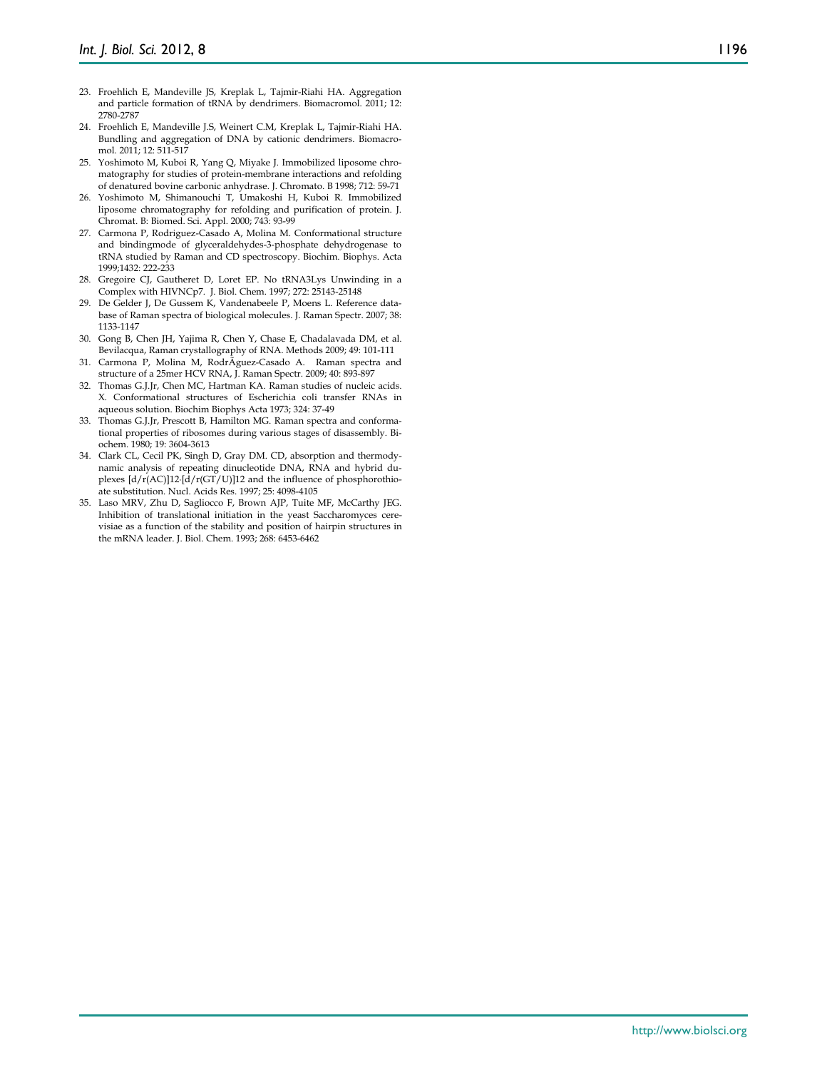23. Froehlich E, Mandeville JS, Kreplak L, Tajmir-Riahi HA. Aggregation and particle formation of tRNA by dendrimers. Biomacromol. 2011; 12: 2780-2787
24. Froehlich E, Mandeville J.S, Weinert C.M, Kreplak L, Tajmir-Riahi HA. Bundling and aggregation of DNA by cationic dendrimers. Biomacromol. 2011; 12: 511-517
25. Yoshimoto M, Kuboi R, Yang Q, Miyake J. Immobilized liposome chromatography for studies of protein-membrane interactions and refolding of denatured bovine carbonic anhydrase. J. Chromato. B 1998; 712: 59-71
26. Yoshimoto M, Shimanouchi T, Umakoshi H, Kuboi R. Immobilized liposome chromatography for refolding and purification of protein. J. Chromat. B: Biomed. Sci. Appl. 2000; 743: 93-99
27. Carmona P, Rodriguez-Casado A, Molina M. Conformational structure and bindingmode of glyceraldehydes-3-phosphate dehydrogenase to tRNA studied by Raman and CD spectroscopy. Biochim. Biophys. Acta 1999;1432: 222-233
28. Gregoire CJ, Gautheret D, Loret EP. No tRNA3Lys Unwinding in a Complex with HIVNCp7. J. Biol. Chem. 1997; 272: 25143-25148
29. De Gelder J, De Gussem K, Vandenabeele P, Moens L. Reference database of Raman spectra of biological molecules. J. Raman Spectr. 2007; 38: 1133-1147
30. Gong B, Chen JH, Yajima R, Chen Y, Chase E, Chadalavada DM, et al. Bevilacqua, Raman crystallography of RNA. Methods 2009; 49: 101-111
31. Carmona P, Molina M, RodrÃguez-Casado A. Raman spectra and structure of a 25mer HCV RNA, J. Raman Spectr. 2009; 40: 893-897
32. Thomas G.J.Jr, Chen MC, Hartman KA. Raman studies of nucleic acids. X. Conformational structures of Escherichia coli transfer RNAs in aqueous solution. Biochim Biophys Acta 1973; 324: 37-49
33. Thomas G.J.Jr, Prescott B, Hamilton MG. Raman spectra and conformational properties of ribosomes during various stages of disassembly. Biochem. 1980; 19: 3604-3613
34. Clark CL, Cecil PK, Singh D, Gray DM. CD, absorption and thermodynamic analysis of repeating dinucleotide DNA, RNA and hybrid duplexes [d/r(AC)]12·[d/r(GT/U)]12 and the influence of phosphorothioate substitution. Nucl. Acids Res. 1997; 25: 4098-4105
35. Laso MRV, Zhu D, Sagliocco F, Brown AJP, Tuite MF, McCarthy JEG. Inhibition of translational initiation in the yeast Saccharomyces cerevisiae as a function of the stability and position of hairpin structures in the mRNA leader. J. Biol. Chem. 1993; 268: 6453-6462